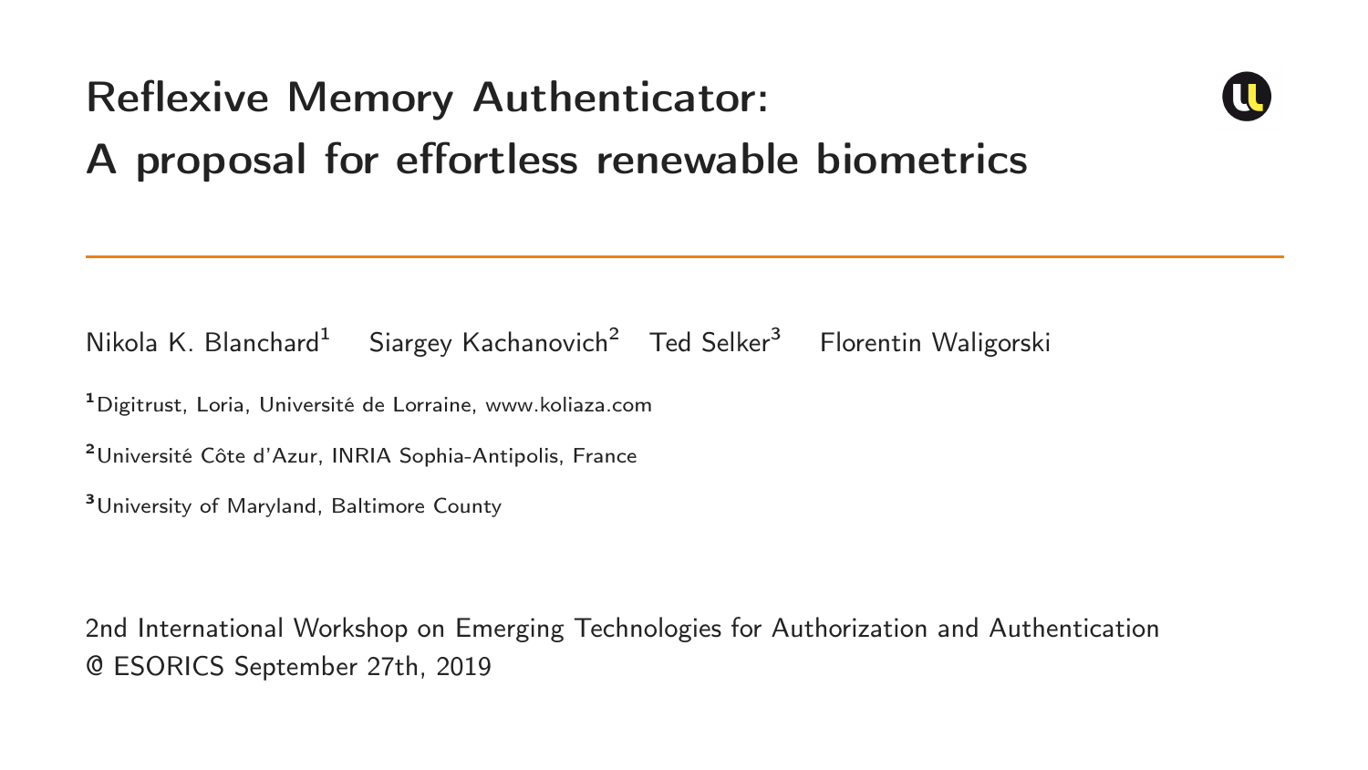# Reflexive Memory Authenticator: A proposal for effortless renewable biometrics

Nikola K. Blanchard[1] Siargey Kachanovich[2] Ted Selker[3] Florentin Waligorski

[1]Digitrust, Loria, Université de Lorraine, www.koliaza.com

[2]Université Côte d'Azur, INRIA Sophia-Antipolis, France

[3]University of Maryland, Baltimore County

2nd International Workshop on Emerging Technologies for Authorization and Authentication
@ ESORICS September 27th, 2019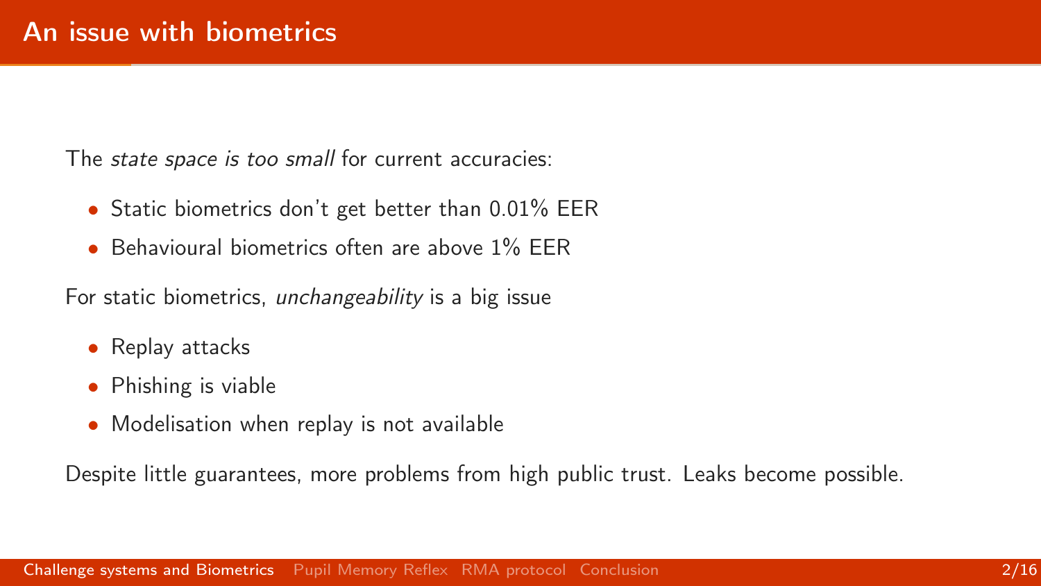# An issue with biometrics

The *state space is too small* for current accuracies:

- Static biometrics don't get better than 0.01% EER
- Behavioural biometrics often are above 1% EER

For static biometrics, *unchangeability* is a big issue

- Replay attacks
- Phishing is viable
- Modelisation when replay is not available

Despite little guarantees, more problems from high public trust. Leaks become possible.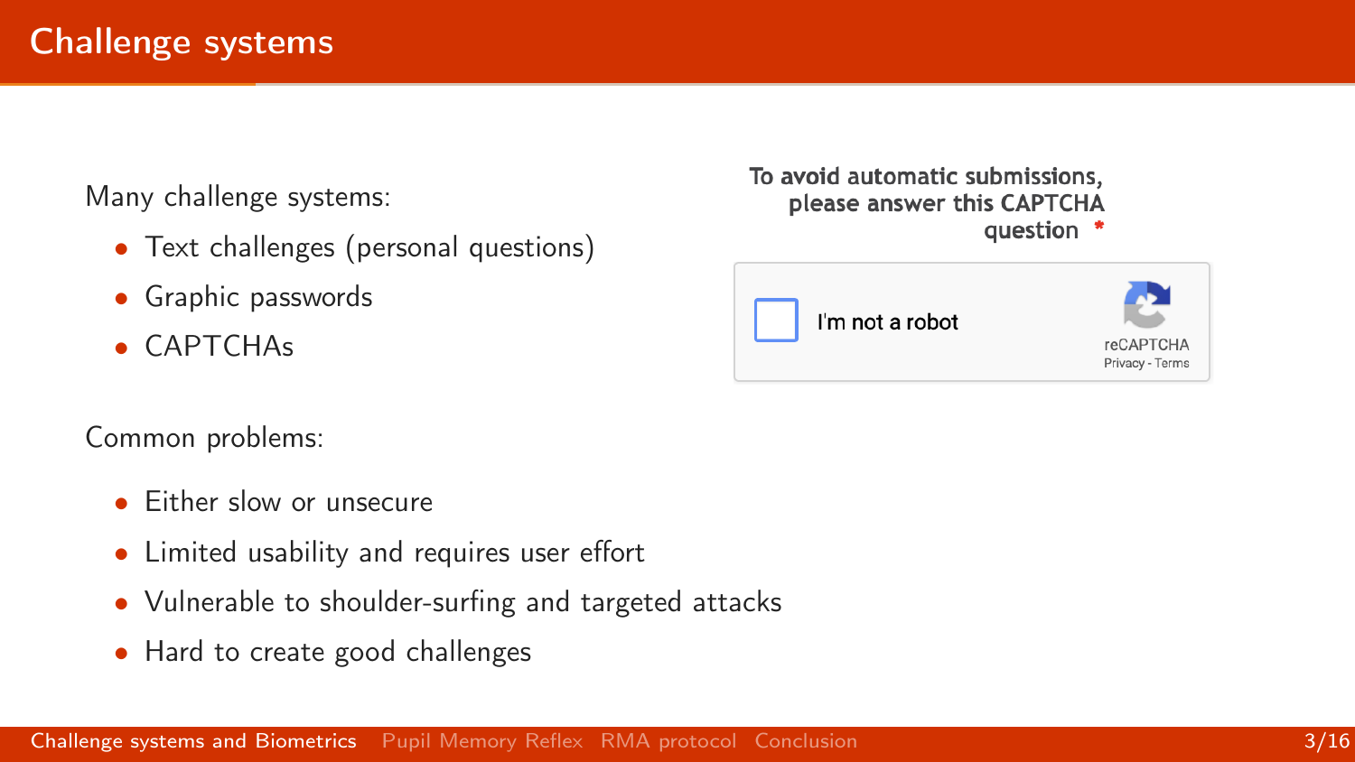# Challenge systems

Many challenge systems:

- Text challenges (personal questions)
- Graphic passwords
- CAPTCHAs

To avoid automatic submissions, please answer this CAPTCHA question *

I'm not a robot

reCAPTCHA
Privacy - Terms

Common problems:

- Either slow or unsecure
- Limited usability and requires user effort
- Vulnerable to shoulder-surfing and targeted attacks
- Hard to create good challenges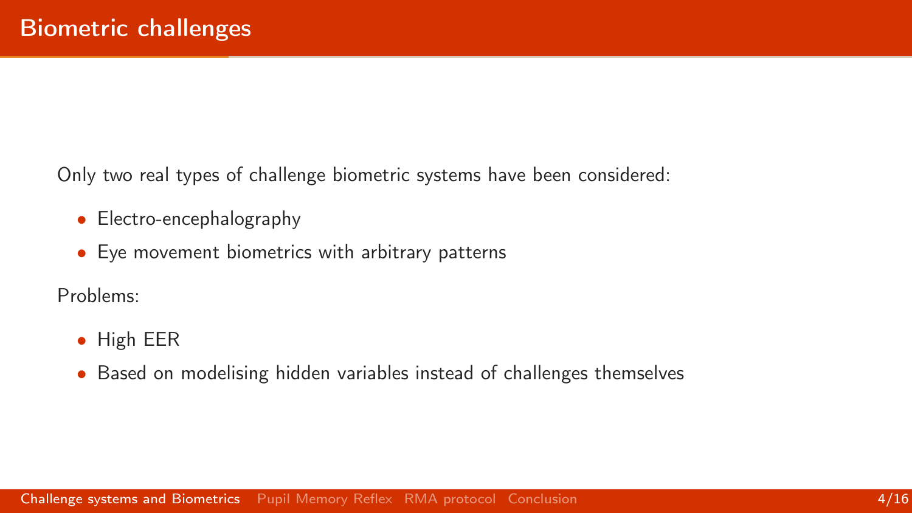# Biometric challenges

Only two real types of challenge biometric systems have been considered:

- Electro-encephalography
- Eye movement biometrics with arbitrary patterns

Problems:

- High EER
- Based on modelising hidden variables instead of challenges themselves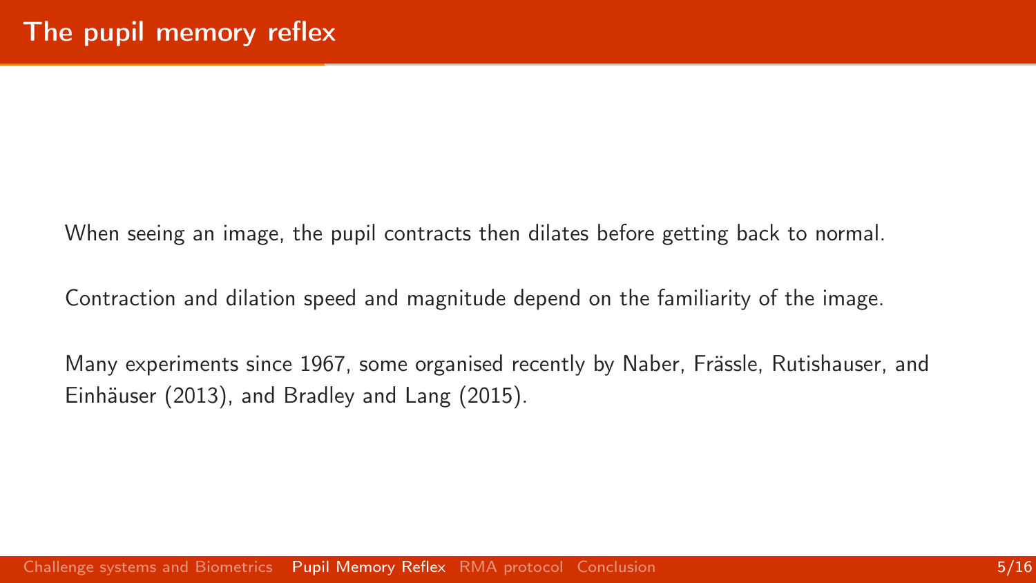# The pupil memory reflex

When seeing an image, the pupil contracts then dilates before getting back to normal.

Contraction and dilation speed and magnitude depend on the familiarity of the image.

Many experiments since 1967, some organised recently by Naber, Frässle, Rutishauser, and Einhäuser (2013), and Bradley and Lang (2015).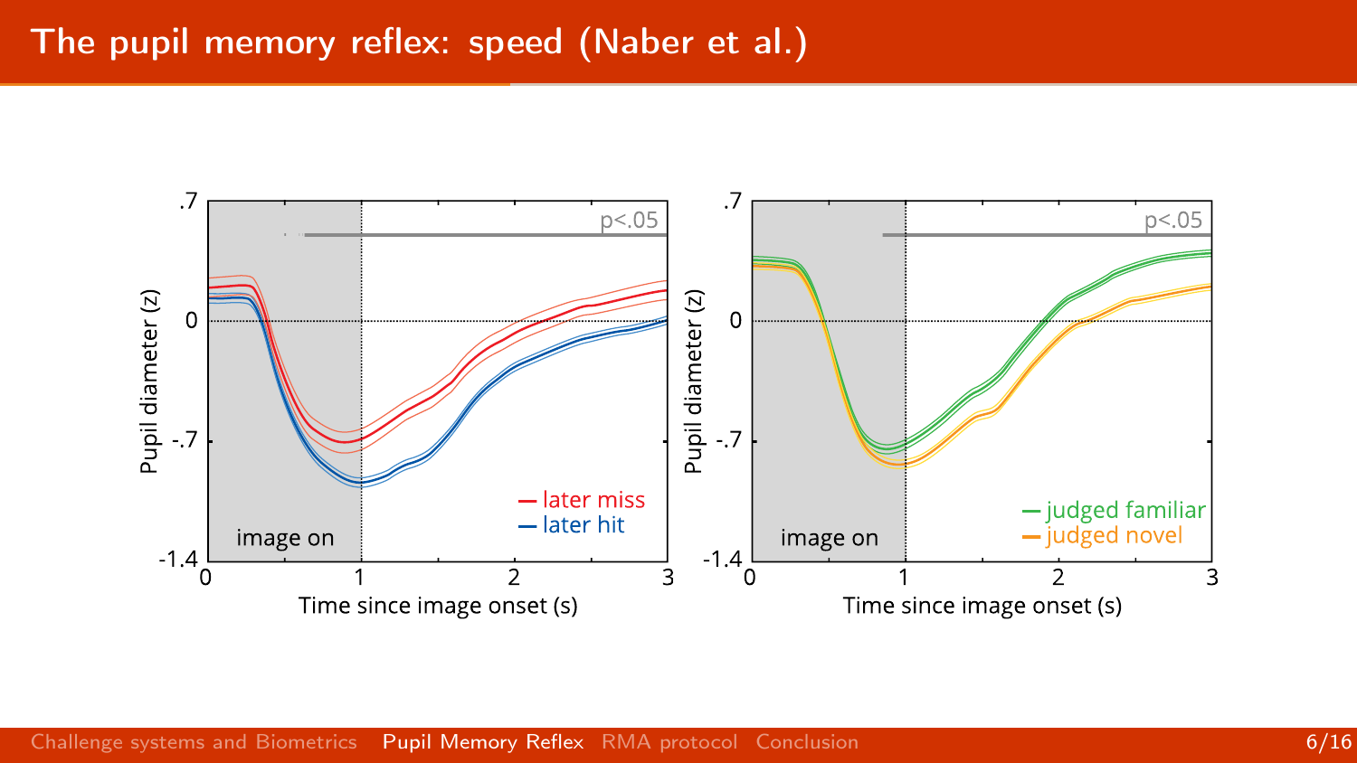# The pupil memory reflex: speed (Naber et al.)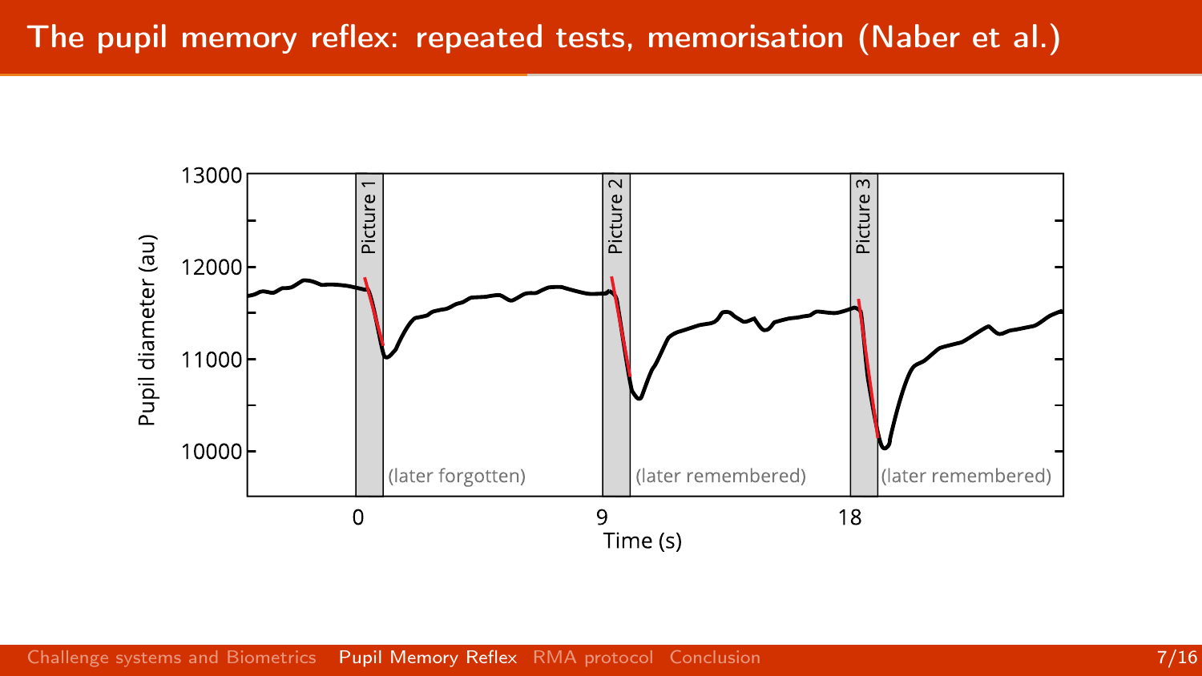# The pupil memory reflex: repeated tests, memorisation (Naber et al.)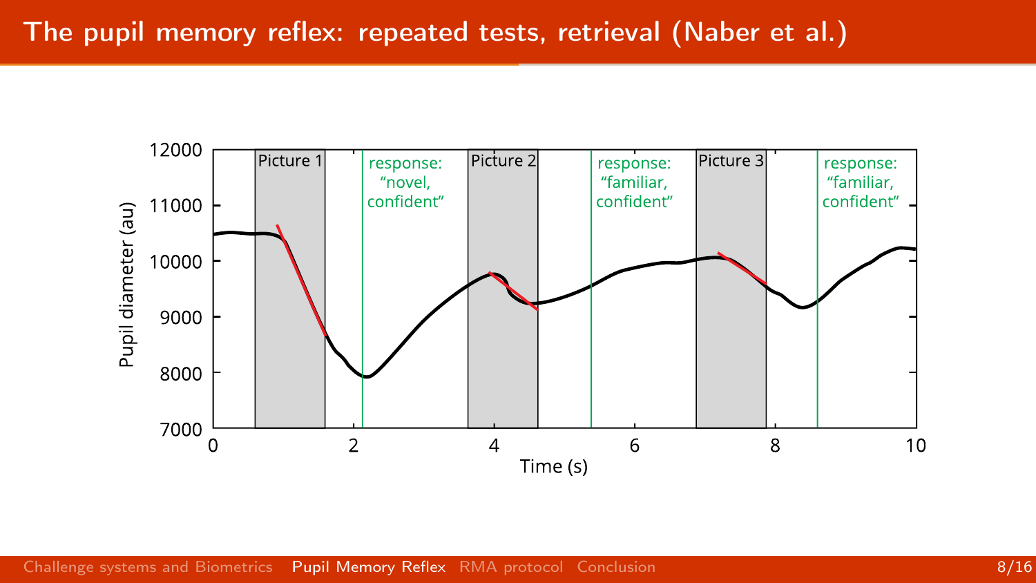# The pupil memory reflex: repeated tests, retrieval (Naber et al.)

Picture 1 | response: "novel, confident" | Picture 2 | response: "familiar, confident" | Picture 3 | response: "familiar, confident"

Pupil diameter (au)

Time (s)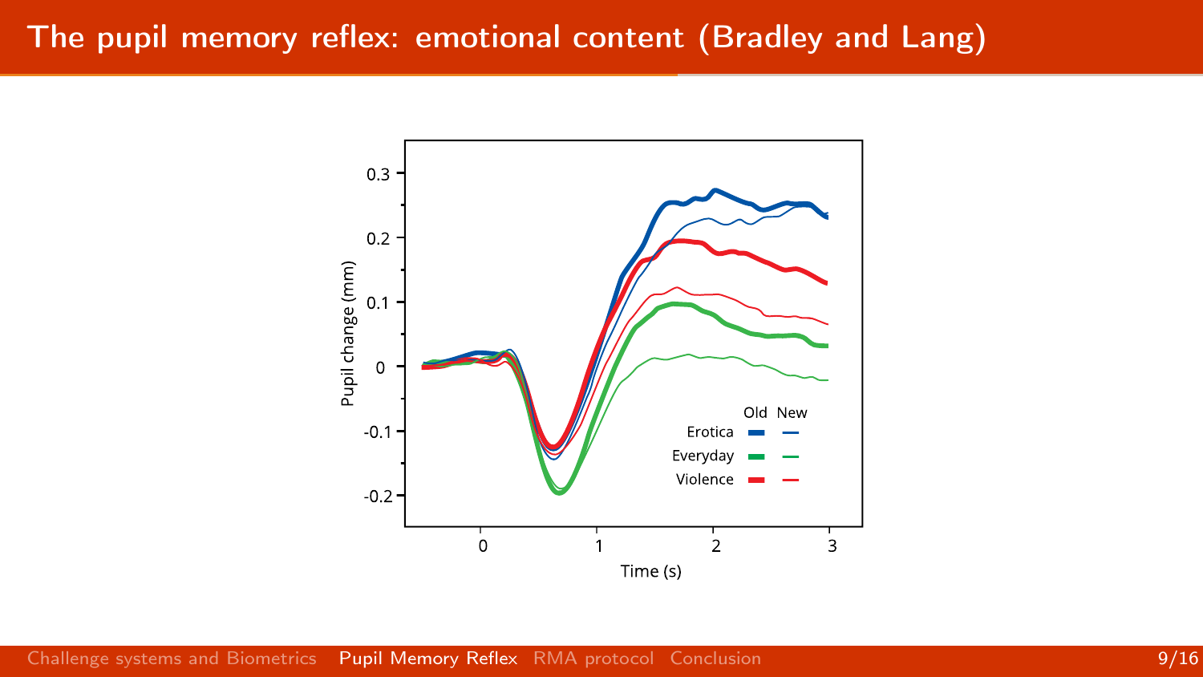# The pupil memory reflex: emotional content (Bradley and Lang)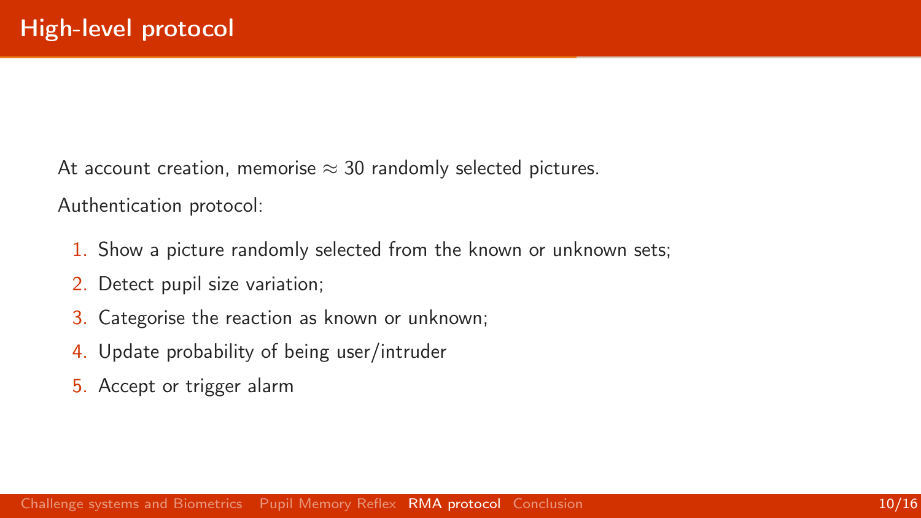# High-level protocol

At account creation, memorise $\approx 30$ randomly selected pictures.

Authentication protocol:

1. Show a picture randomly selected from the known or unknown sets;
2. Detect pupil size variation;
3. Categorise the reaction as known or unknown;
4. Update probability of being user/intruder
5. Accept or trigger alarm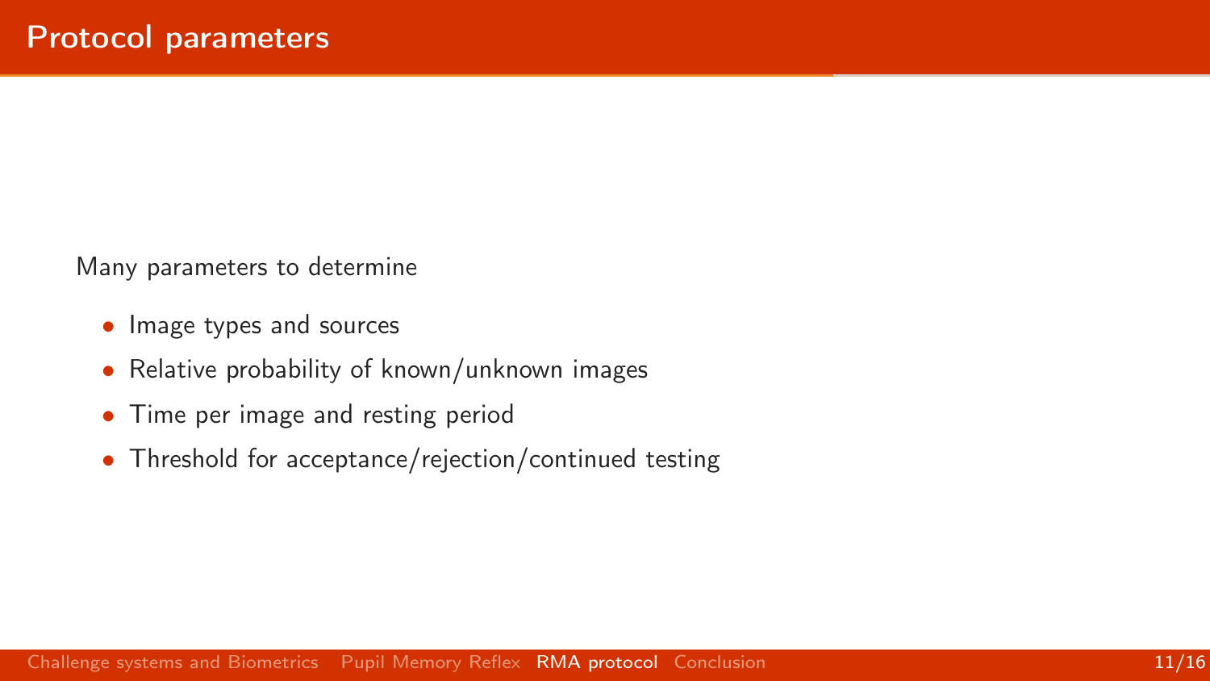# Protocol parameters

Many parameters to determine

- Image types and sources
- Relative probability of known/unknown images
- Time per image and resting period
- Threshold for acceptance/rejection/continued testing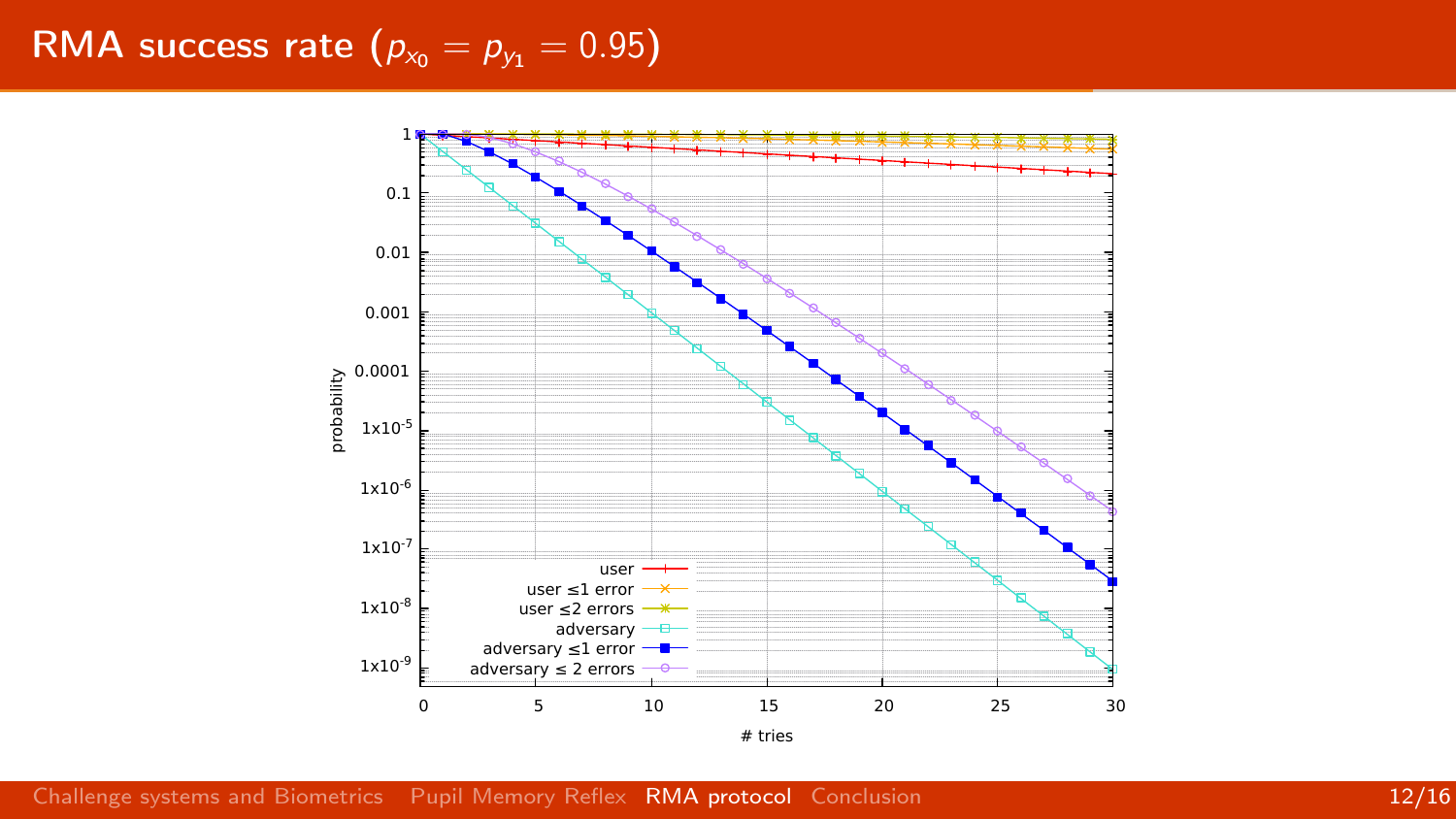# RMA success rate ($p_{x_0} = p_{y_1} = 0.95$)

probability

# tries

- user
- user ≤1 error
- user ≤2 errors
- adversary
- adversary ≤1 error
- adversary ≤ 2 errors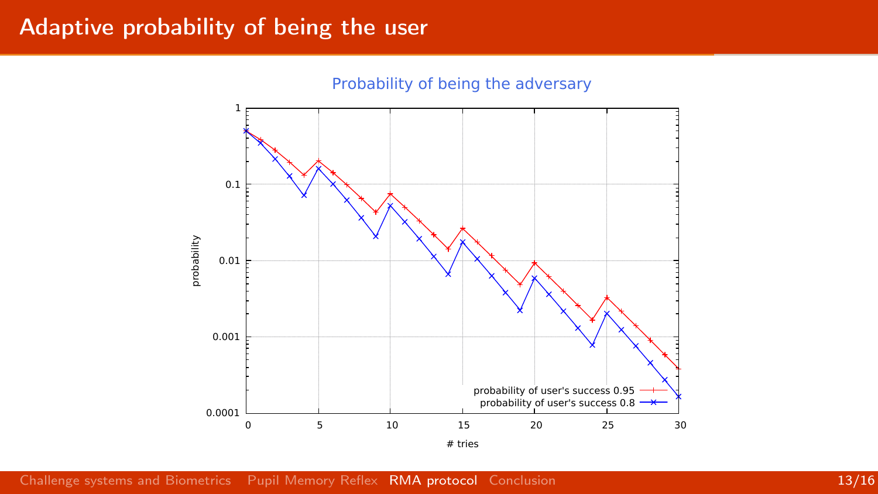# Adaptive probability of being the user

Probability of being the adversary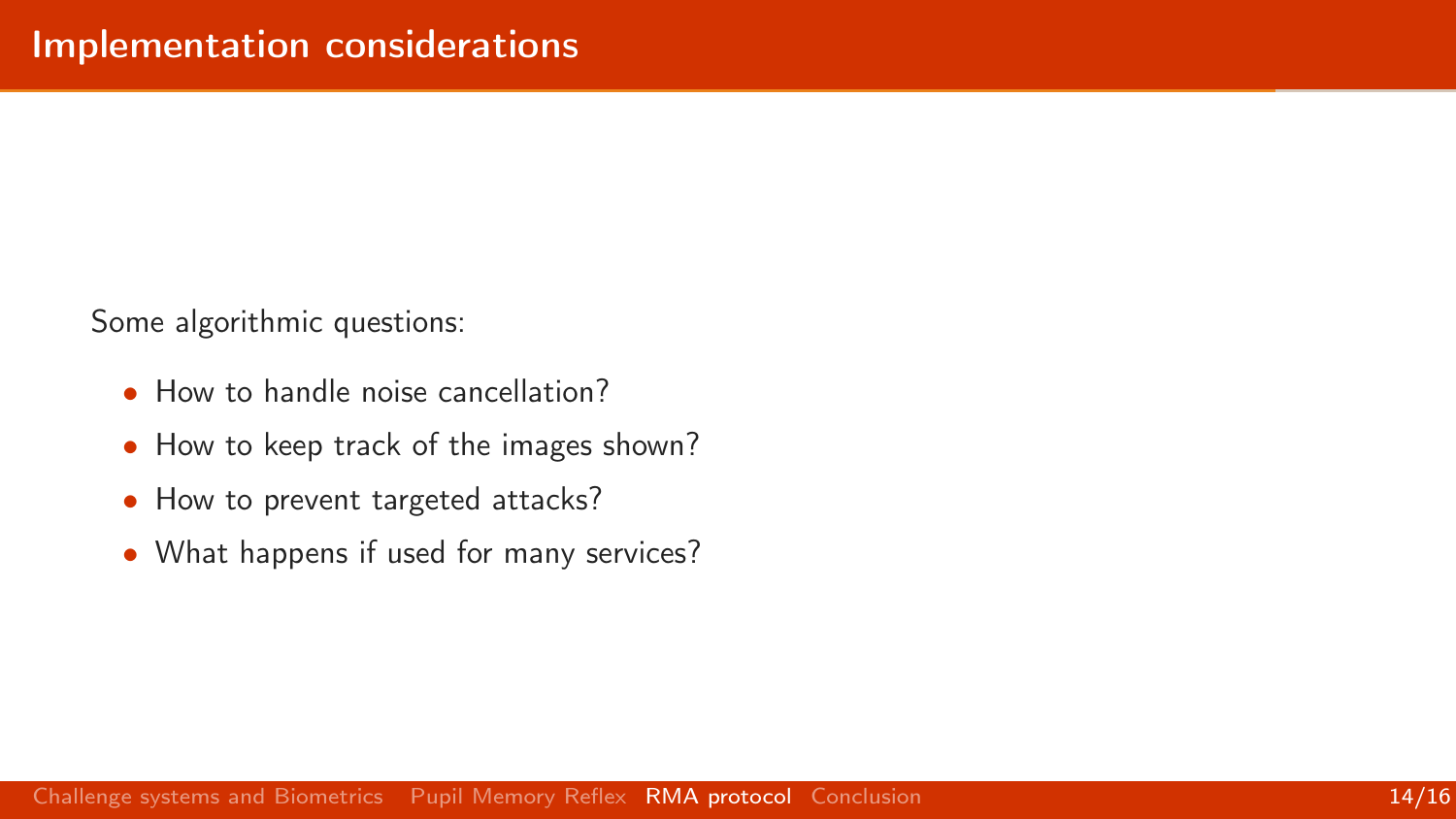# Implementation considerations

Some algorithmic questions:

- How to handle noise cancellation?
- How to keep track of the images shown?
- How to prevent targeted attacks?
- What happens if used for many services?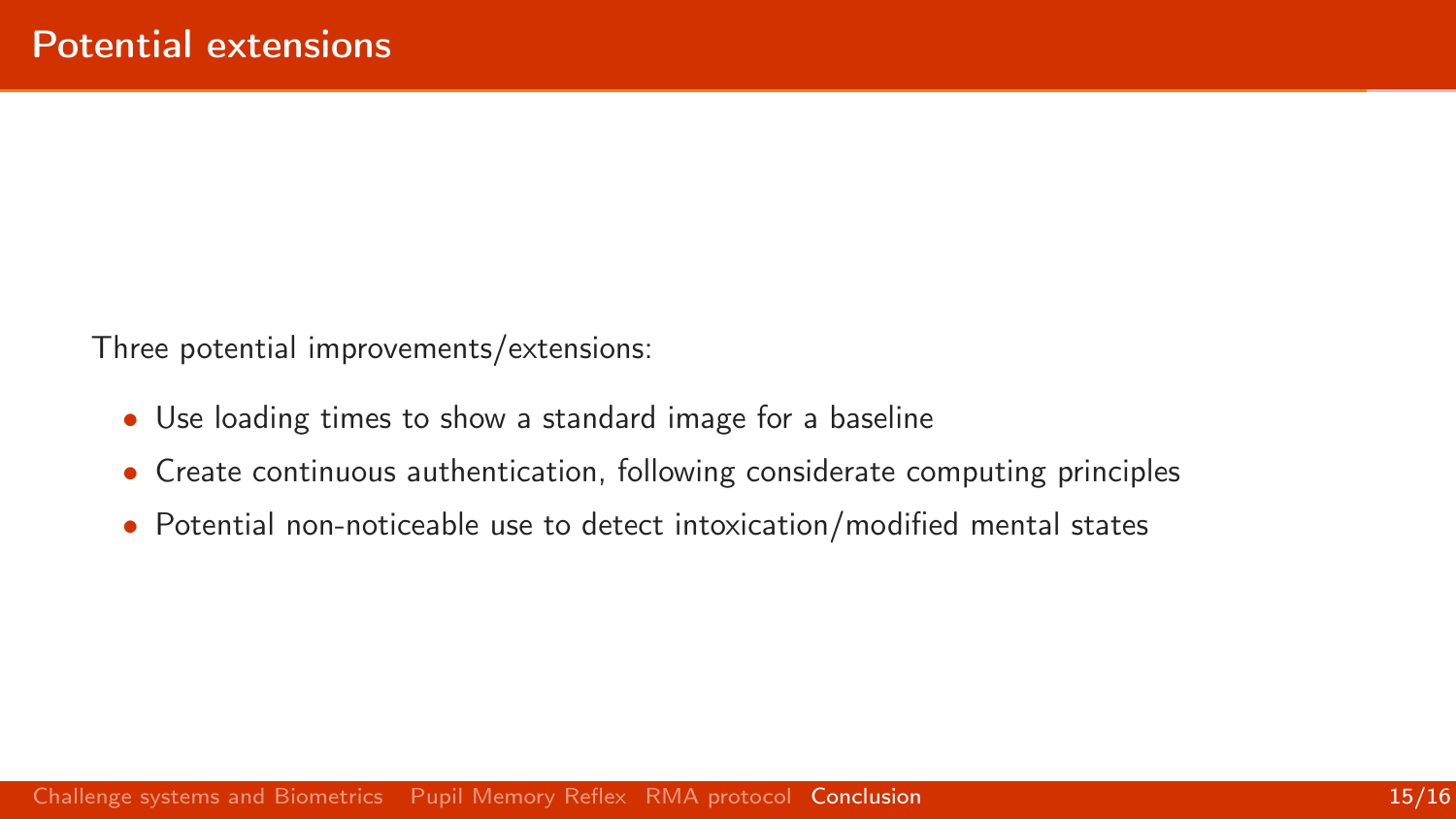# Potential extensions

Three potential improvements/extensions:

- Use loading times to show a standard image for a baseline
- Create continuous authentication, following considerate computing principles
- Potential non-noticeable use to detect intoxication/modified mental states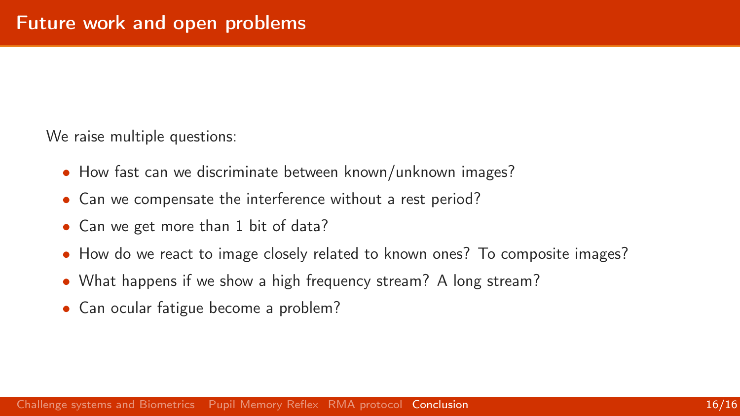# Future work and open problems

We raise multiple questions:

- How fast can we discriminate between known/unknown images?
- Can we compensate the interference without a rest period?
- Can we get more than 1 bit of data?
- How do we react to image closely related to known ones? To composite images?
- What happens if we show a high frequency stream? A long stream?
- Can ocular fatigue become a problem?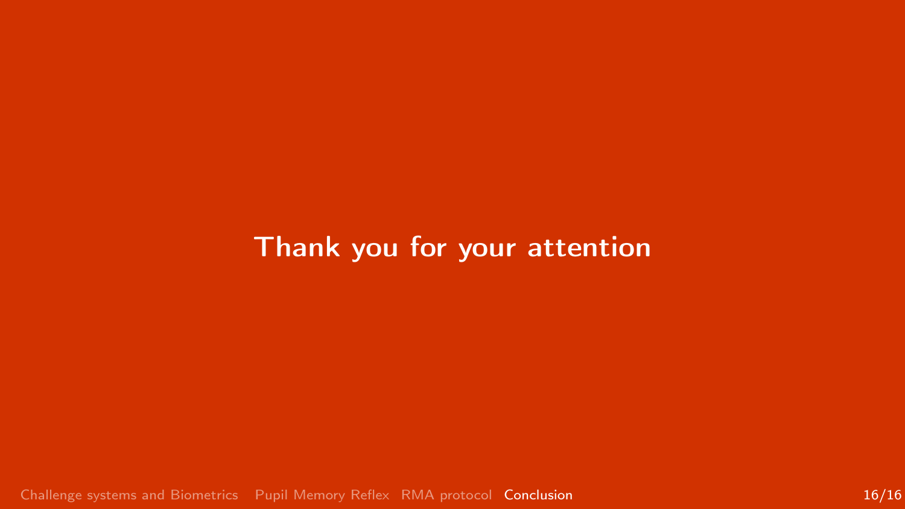Thank you for your attention